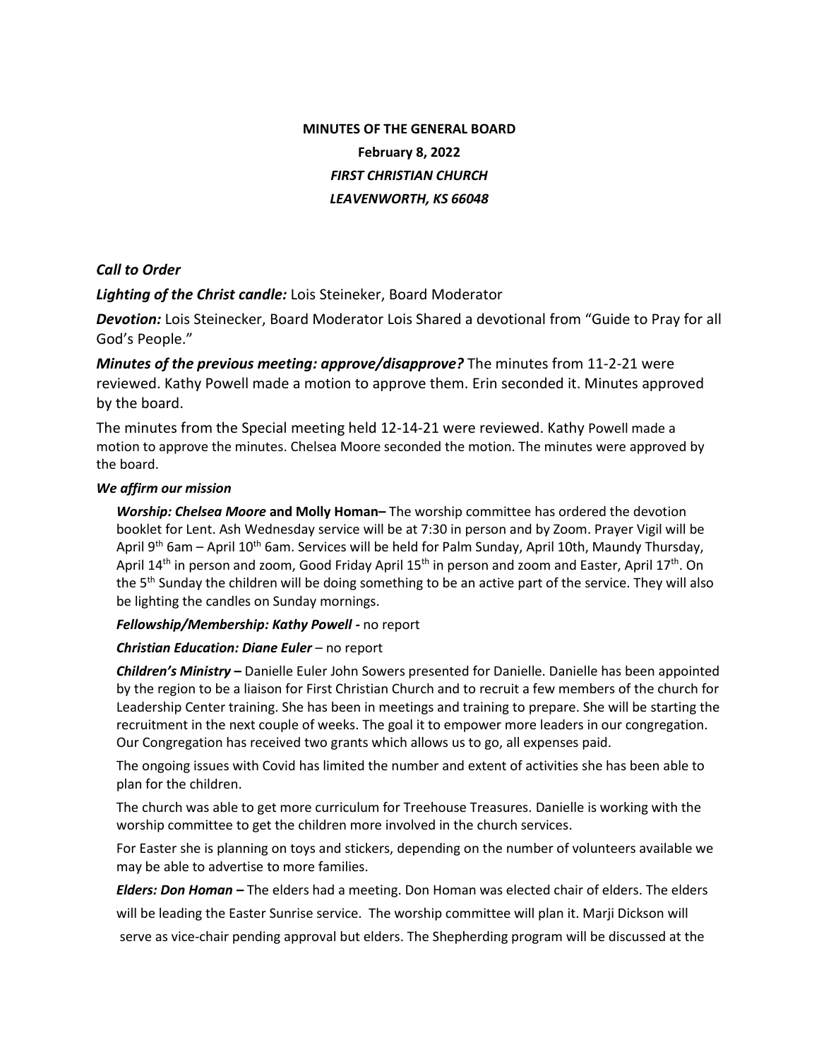**MINUTES OF THE GENERAL BOARD**

**February 8, 2022**

***FIRST CHRISTIAN CHURCH***

***LEAVENWORTH, KS 66048***

***Call to Order***

***Lighting of the Christ candle:*** Lois Steineker, Board Moderator

***Devotion:*** Lois Steinecker, Board Moderator Lois Shared a devotional from "Guide to Pray for all God's People."

***Minutes of the previous meeting: approve/disapprove?*** The minutes from 11-2-21 were reviewed. Kathy Powell made a motion to approve them. Erin seconded it. Minutes approved by the board.

The minutes from the Special meeting held 12-14-21 were reviewed. Kathy Powell made a motion to approve the minutes. Chelsea Moore seconded the motion. The minutes were approved by the board.

***We affirm our mission***

***Worship: Chelsea Moore*** **and Molly Homan–** The worship committee has ordered the devotion booklet for Lent. Ash Wednesday service will be at 7:30 in person and by Zoom. Prayer Vigil will be April 9th 6am – April 10th 6am. Services will be held for Palm Sunday, April 10th, Maundy Thursday, April 14th in person and zoom, Good Friday April 15th in person and zoom and Easter, April 17th. On the 5th Sunday the children will be doing something to be an active part of the service. They will also be lighting the candles on Sunday mornings.

***Fellowship/Membership: Kathy Powell -*** no report

***Christian Education: Diane Euler*** – no report

***Children's Ministry –*** Danielle Euler John Sowers presented for Danielle. Danielle has been appointed by the region to be a liaison for First Christian Church and to recruit a few members of the church for Leadership Center training. She has been in meetings and training to prepare. She will be starting the recruitment in the next couple of weeks. The goal it to empower more leaders in our congregation. Our Congregation has received two grants which allows us to go, all expenses paid.

The ongoing issues with Covid has limited the number and extent of activities she has been able to plan for the children.

The church was able to get more curriculum for Treehouse Treasures. Danielle is working with the worship committee to get the children more involved in the church services.

For Easter she is planning on toys and stickers, depending on the number of volunteers available we may be able to advertise to more families.

***Elders: Don Homan –*** The elders had a meeting. Don Homan was elected chair of elders. The elders will be leading the Easter Sunrise service. The worship committee will plan it. Marji Dickson will serve as vice-chair pending approval but elders. The Shepherding program will be discussed at the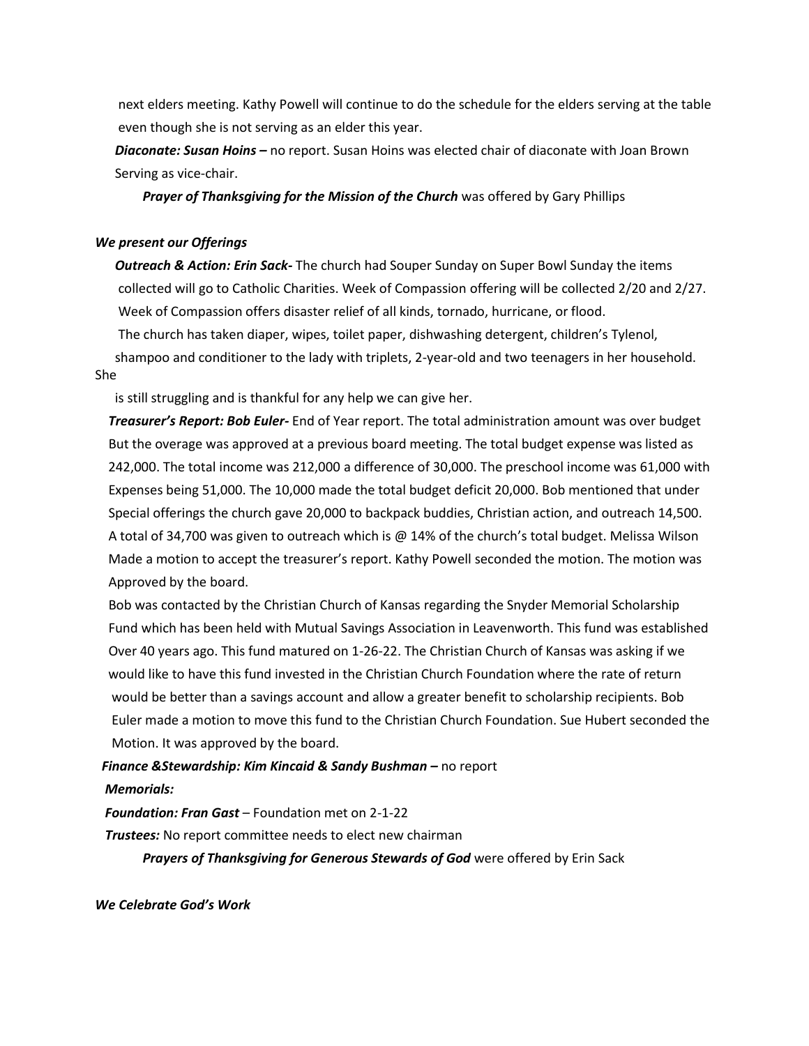next elders meeting. Kathy Powell will continue to do the schedule for the elders serving at the table even though she is not serving as an elder this year.

***Diaconate: Susan Hoins –*** no report. Susan Hoins was elected chair of diaconate with Joan Brown Serving as vice-chair.

***Prayer of Thanksgiving for the Mission of the Church*** was offered by Gary Phillips

***We present our Offerings***

***Outreach & Action: Erin Sack-*** The church had Souper Sunday on Super Bowl Sunday the items collected will go to Catholic Charities. Week of Compassion offering will be collected 2/20 and 2/27. Week of Compassion offers disaster relief of all kinds, tornado, hurricane, or flood.

The church has taken diaper, wipes, toilet paper, dishwashing detergent, children's Tylenol, shampoo and conditioner to the lady with triplets, 2-year-old and two teenagers in her household. She is still struggling and is thankful for any help we can give her.

***Treasurer's Report: Bob Euler-*** End of Year report. The total administration amount was over budget But the overage was approved at a previous board meeting. The total budget expense was listed as 242,000. The total income was 212,000 a difference of 30,000. The preschool income was 61,000 with Expenses being 51,000. The 10,000 made the total budget deficit 20,000. Bob mentioned that under Special offerings the church gave 20,000 to backpack buddies, Christian action, and outreach 14,500. A total of 34,700 was given to outreach which is @ 14% of the church's total budget. Melissa Wilson Made a motion to accept the treasurer's report. Kathy Powell seconded the motion. The motion was Approved by the board.

Bob was contacted by the Christian Church of Kansas regarding the Snyder Memorial Scholarship Fund which has been held with Mutual Savings Association in Leavenworth. This fund was established Over 40 years ago. This fund matured on 1-26-22. The Christian Church of Kansas was asking if we would like to have this fund invested in the Christian Church Foundation where the rate of return would be better than a savings account and allow a greater benefit to scholarship recipients. Bob Euler made a motion to move this fund to the Christian Church Foundation. Sue Hubert seconded the Motion. It was approved by the board.

***Finance &Stewardship: Kim Kincaid & Sandy Bushman –*** no report

***Memorials:***

***Foundation: Fran Gast*** – Foundation met on 2-1-22

***Trustees:*** No report committee needs to elect new chairman

***Prayers of Thanksgiving for Generous Stewards of God*** were offered by Erin Sack

***We Celebrate God's Work***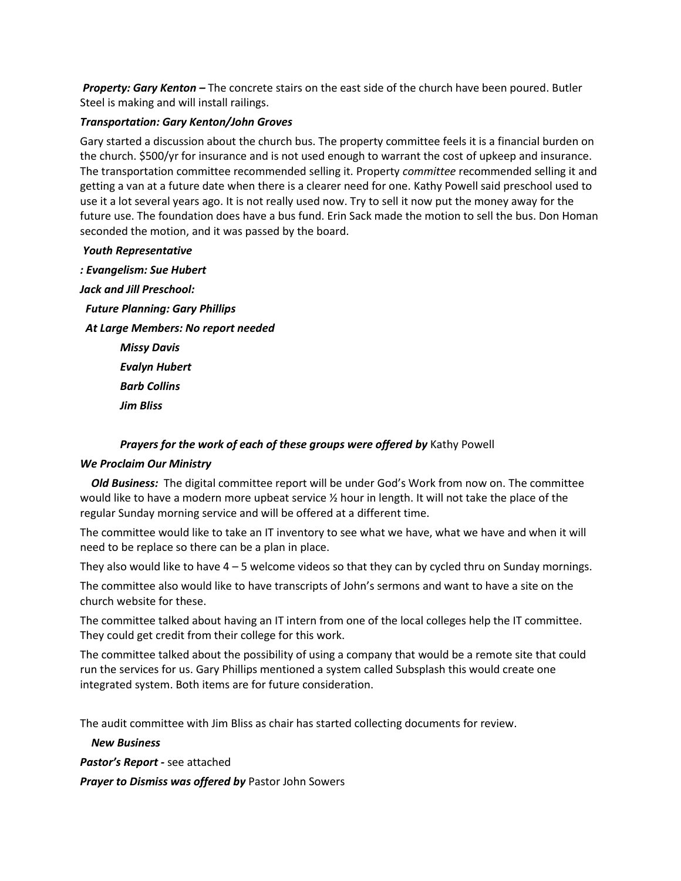***Property: Gary Kenton –*** The concrete stairs on the east side of the church have been poured. Butler Steel is making and will install railings.

***Transportation: Gary Kenton/John Groves***

Gary started a discussion about the church bus. The property committee feels it is a financial burden on the church. $500/yr for insurance and is not used enough to warrant the cost of upkeep and insurance. The transportation committee recommended selling it. Property *committee* recommended selling it and getting a van at a future date when there is a clearer need for one. Kathy Powell said preschool used to use it a lot several years ago. It is not really used now. Try to sell it now put the money away for the future use. The foundation does have a bus fund. Erin Sack made the motion to sell the bus. Don Homan seconded the motion, and it was passed by the board.

***Youth Representative***

***: Evangelism: Sue Hubert***

***Jack and Jill Preschool:***

***Future Planning: Gary Phillips***

***At Large Members: No report needed***

***Missy Davis***

***Evalyn Hubert***

***Barb Collins***

***Jim Bliss***

***Prayers for the work of each of these groups were offered by*** Kathy Powell

***We Proclaim Our Ministry***

***Old Business:*** The digital committee report will be under God's Work from now on. The committee would like to have a modern more upbeat service ½ hour in length. It will not take the place of the regular Sunday morning service and will be offered at a different time.

The committee would like to take an IT inventory to see what we have, what we have and when it will need to be replace so there can be a plan in place.

They also would like to have 4 – 5 welcome videos so that they can by cycled thru on Sunday mornings.

The committee also would like to have transcripts of John's sermons and want to have a site on the church website for these.

The committee talked about having an IT intern from one of the local colleges help the IT committee. They could get credit from their college for this work.

The committee talked about the possibility of using a company that would be a remote site that could run the services for us. Gary Phillips mentioned a system called Subsplash this would create one integrated system. Both items are for future consideration.

The audit committee with Jim Bliss as chair has started collecting documents for review.

***New Business***

***Pastor's Report -*** see attached

***Prayer to Dismiss was offered by*** Pastor John Sowers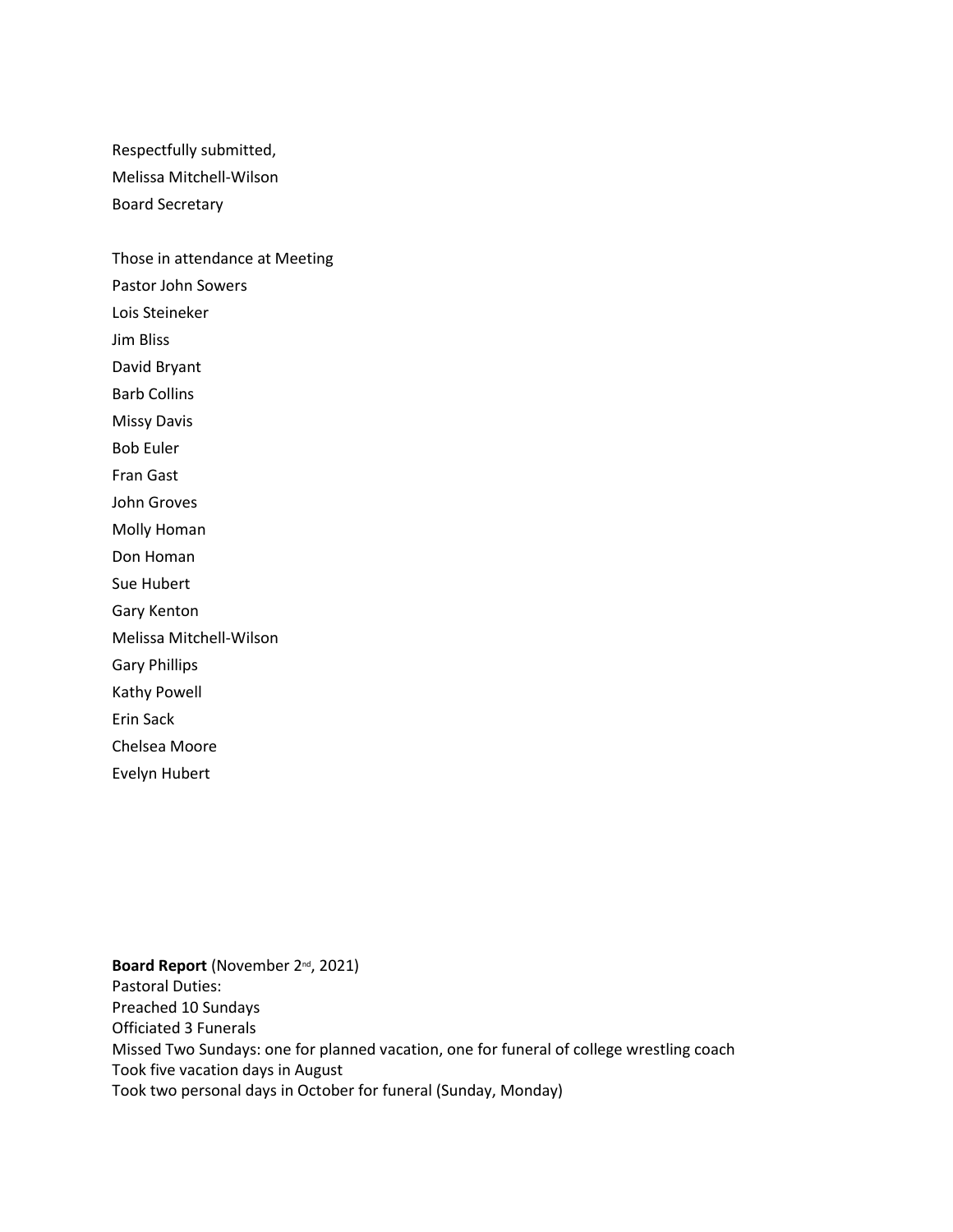Respectfully submitted,
Melissa Mitchell-Wilson
Board Secretary

Those in attendance at Meeting
Pastor John Sowers
Lois Steineker
Jim Bliss
David Bryant
Barb Collins
Missy Davis
Bob Euler
Fran Gast
John Groves
Molly Homan
Don Homan
Sue Hubert
Gary Kenton
Melissa Mitchell-Wilson
Gary Phillips
Kathy Powell
Erin Sack
Chelsea Moore
Evelyn Hubert

**Board Report** (November 2nd, 2021)
Pastoral Duties:
Preached 10 Sundays
Officiated 3 Funerals
Missed Two Sundays: one for planned vacation, one for funeral of college wrestling coach
Took five vacation days in August
Took two personal days in October for funeral (Sunday, Monday)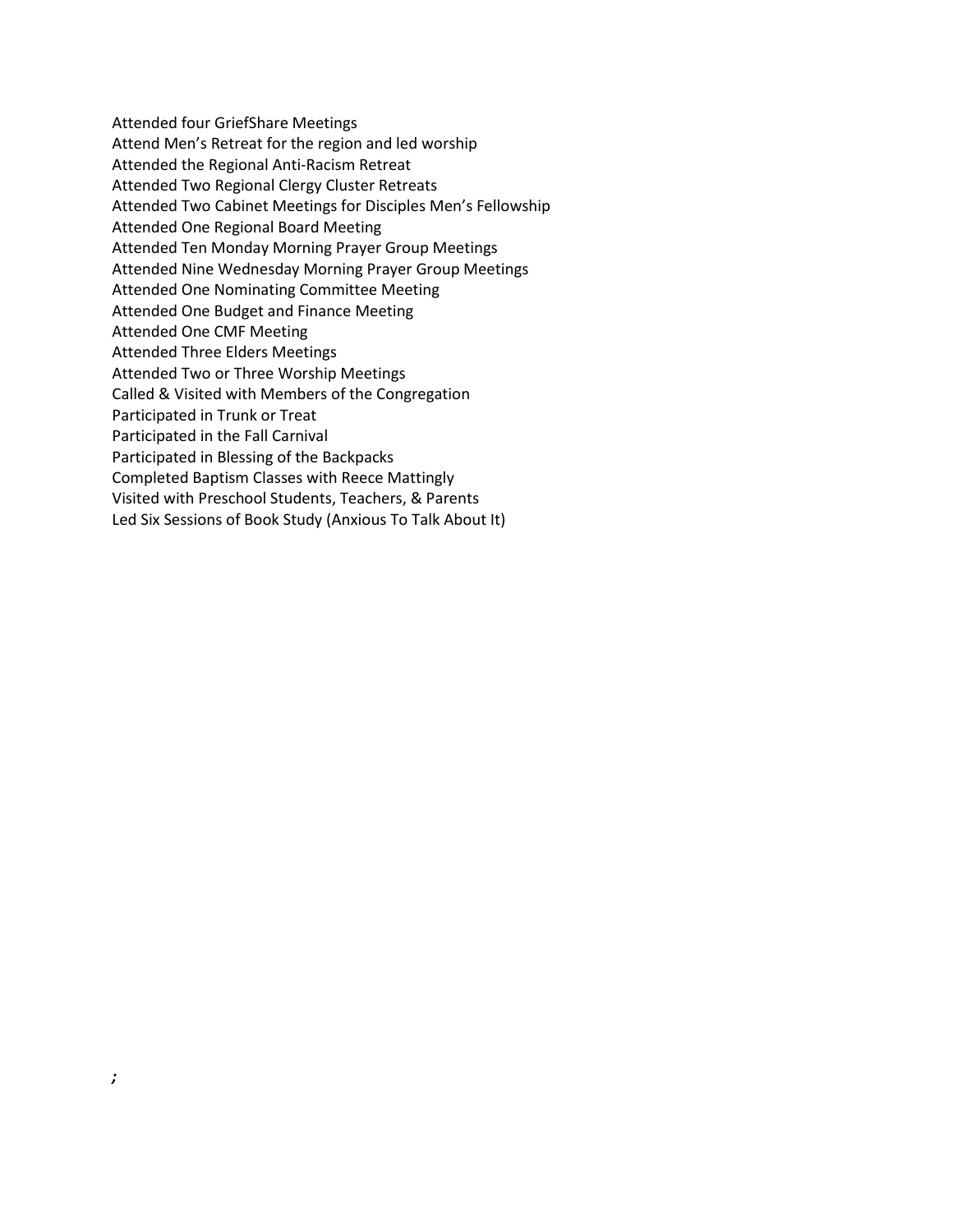Attended four GriefShare Meetings
Attend Men's Retreat for the region and led worship
Attended the Regional Anti-Racism Retreat
Attended Two Regional Clergy Cluster Retreats
Attended Two Cabinet Meetings for Disciples Men's Fellowship
Attended One Regional Board Meeting
Attended Ten Monday Morning Prayer Group Meetings
Attended Nine Wednesday Morning Prayer Group Meetings
Attended One Nominating Committee Meeting
Attended One Budget and Finance Meeting
Attended One CMF Meeting
Attended Three Elders Meetings
Attended Two or Three Worship Meetings
Called & Visited with Members of the Congregation
Participated in Trunk or Treat
Participated in the Fall Carnival
Participated in Blessing of the Backpacks
Completed Baptism Classes with Reece Mattingly
Visited with Preschool Students, Teachers, & Parents
Led Six Sessions of Book Study (Anxious To Talk About It)

;